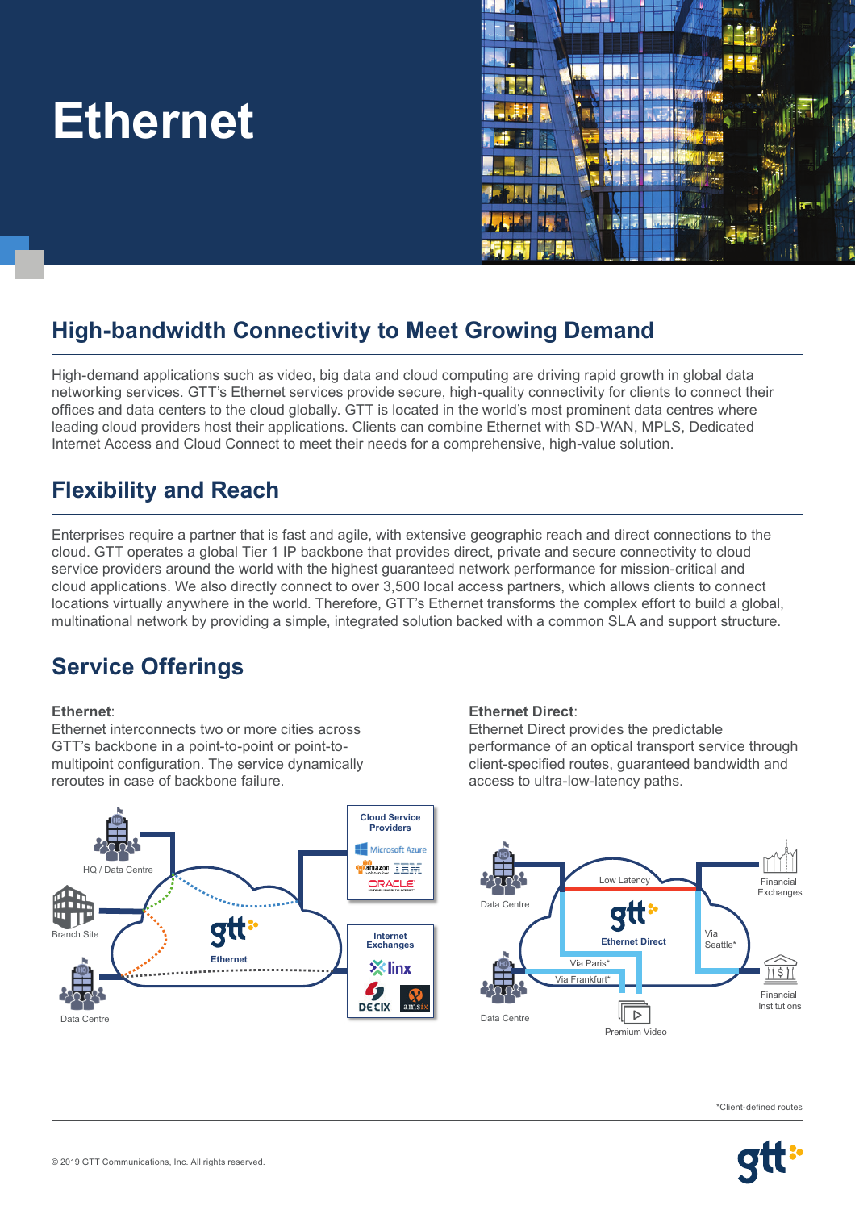# Ethernet

## High-bandwidth Connectivity to Meet Growing Demand

High-demand applications such as video, big data and cloud computing are driving rapid growth in global data networking services. GTT's Ethernet services provide secure, high-quality connectivity for clients to connect their offices and data centers to the cloud globally. GTT is located in the world's most prominent data centres where leading cloud providers host their applications. Clients can combine Ethernet with SD-WAN, MPLS, Dedicated Internet Access and Cloud Connect to meet their needs for a comprehensive, high-value solution.

## Flexibility and Reach

Enterprises require a partner that is fast and agile, with extensive geographic reach and direct connections to the cloud. GTT operates a global Tier 1 IP backbone that provides direct, private and secure connectivity to cloud service providers around the world with the highest guaranteed network performance for mission-critical and cloud applications. We also directly connect to over 3,500 local access partners, which allows clients to connect locations virtually anywhere in the world. Therefore, GTT's Ethernet transforms the complex effort to build a global, multinational network by providing a simple, integrated solution backed with a common SLA and support structure.

## Service Offerings

**Ethernet**:
Ethernet interconnects two or more cities across GTT's backbone in a point-to-point or point-to-multipoint configuration. The service dynamically reroutes in case of backbone failure.

HQ / Data Centre
Branch Site
Data Centre
gtt Ethernet
Cloud Service Providers: Microsoft Azure, amazon web services, IBM, ORACLE
Internet Exchanges: linx, DE CIX, amsix

**Ethernet Direct**:
Ethernet Direct provides the predictable performance of an optical transport service through client-specified routes, guaranteed bandwidth and access to ultra-low-latency paths.

Data Centre
Data Centre
Low Latency
gtt Ethernet Direct
Via Seattle*
Via Paris*
Via Frankfurt*
Financial Exchanges
Financial Institutions
Premium Video

*Client-defined routes

© 2019 GTT Communications, Inc. All rights reserved.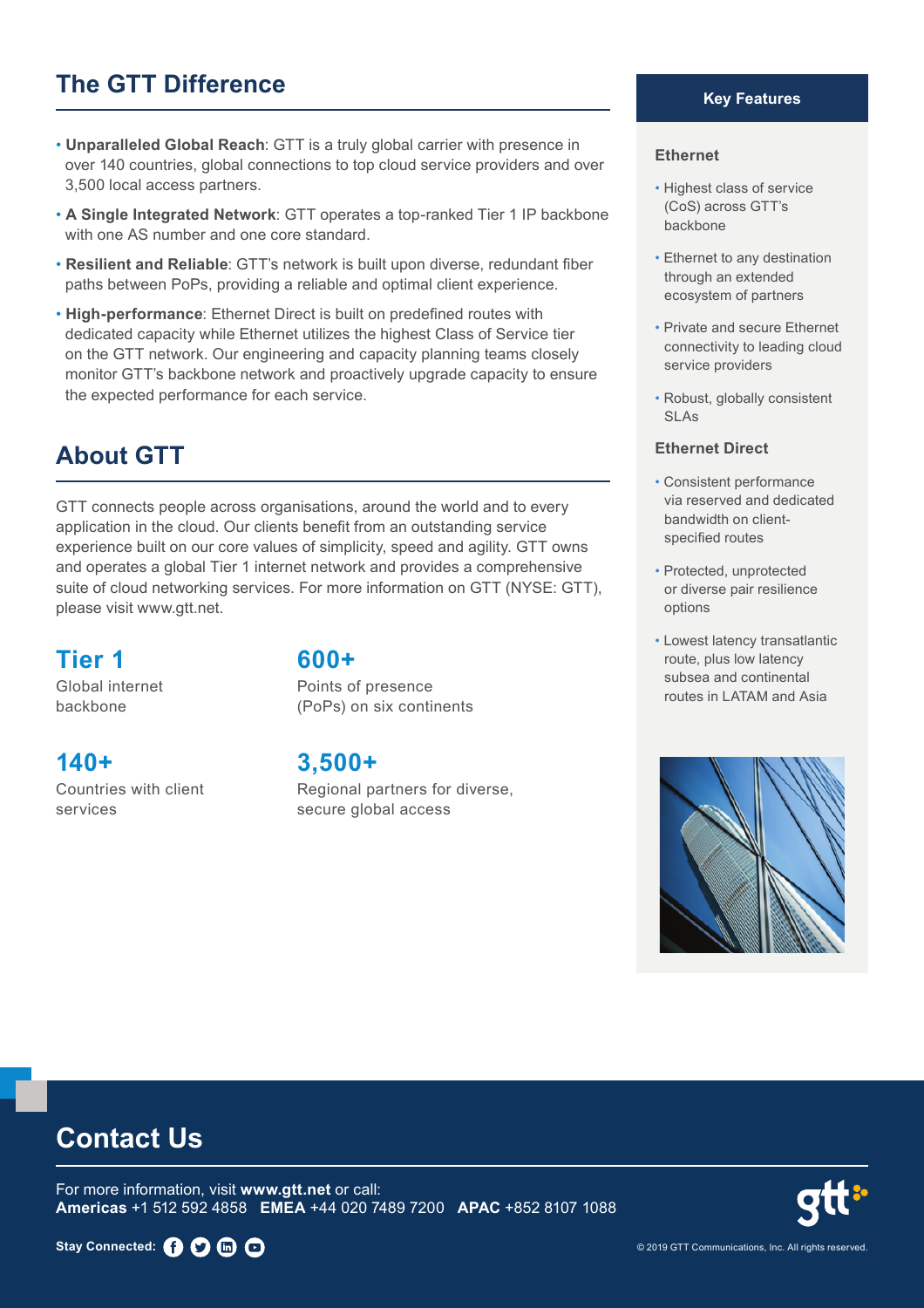## The GTT Difference

- **Unparalleled Global Reach**: GTT is a truly global carrier with presence in over 140 countries, global connections to top cloud service providers and over 3,500 local access partners.
- **A Single Integrated Network**: GTT operates a top-ranked Tier 1 IP backbone with one AS number and one core standard.
- **Resilient and Reliable**: GTT's network is built upon diverse, redundant fiber paths between PoPs, providing a reliable and optimal client experience.
- **High-performance**: Ethernet Direct is built on predefined routes with dedicated capacity while Ethernet utilizes the highest Class of Service tier on the GTT network. Our engineering and capacity planning teams closely monitor GTT's backbone network and proactively upgrade capacity to ensure the expected performance for each service.

## About GTT

GTT connects people across organisations, around the world and to every application in the cloud. Our clients benefit from an outstanding service experience built on our core values of simplicity, speed and agility. GTT owns and operates a global Tier 1 internet network and provides a comprehensive suite of cloud networking services. For more information on GTT (NYSE: GTT), please visit www.gtt.net.

**Tier 1**
Global internet backbone

**600+**
Points of presence (PoPs) on six continents

**140+**
Countries with client services

**3,500+**
Regional partners for diverse, secure global access

### Key Features

#### Ethernet

- Highest class of service (CoS) across GTT's backbone
- Ethernet to any destination through an extended ecosystem of partners
- Private and secure Ethernet connectivity to leading cloud service providers
- Robust, globally consistent SLAs

#### Ethernet Direct

- Consistent performance via reserved and dedicated bandwidth on client-specified routes
- Protected, unprotected or diverse pair resilience options
- Lowest latency transatlantic route, plus low latency subsea and continental routes in LATAM and Asia

## Contact Us

For more information, visit **www.gtt.net** or call:
**Americas** +1 512 592 4858 **EMEA** +44 020 7489 7200 **APAC** +852 8107 1088

**Stay Connected:**

© 2019 GTT Communications, Inc. All rights reserved.